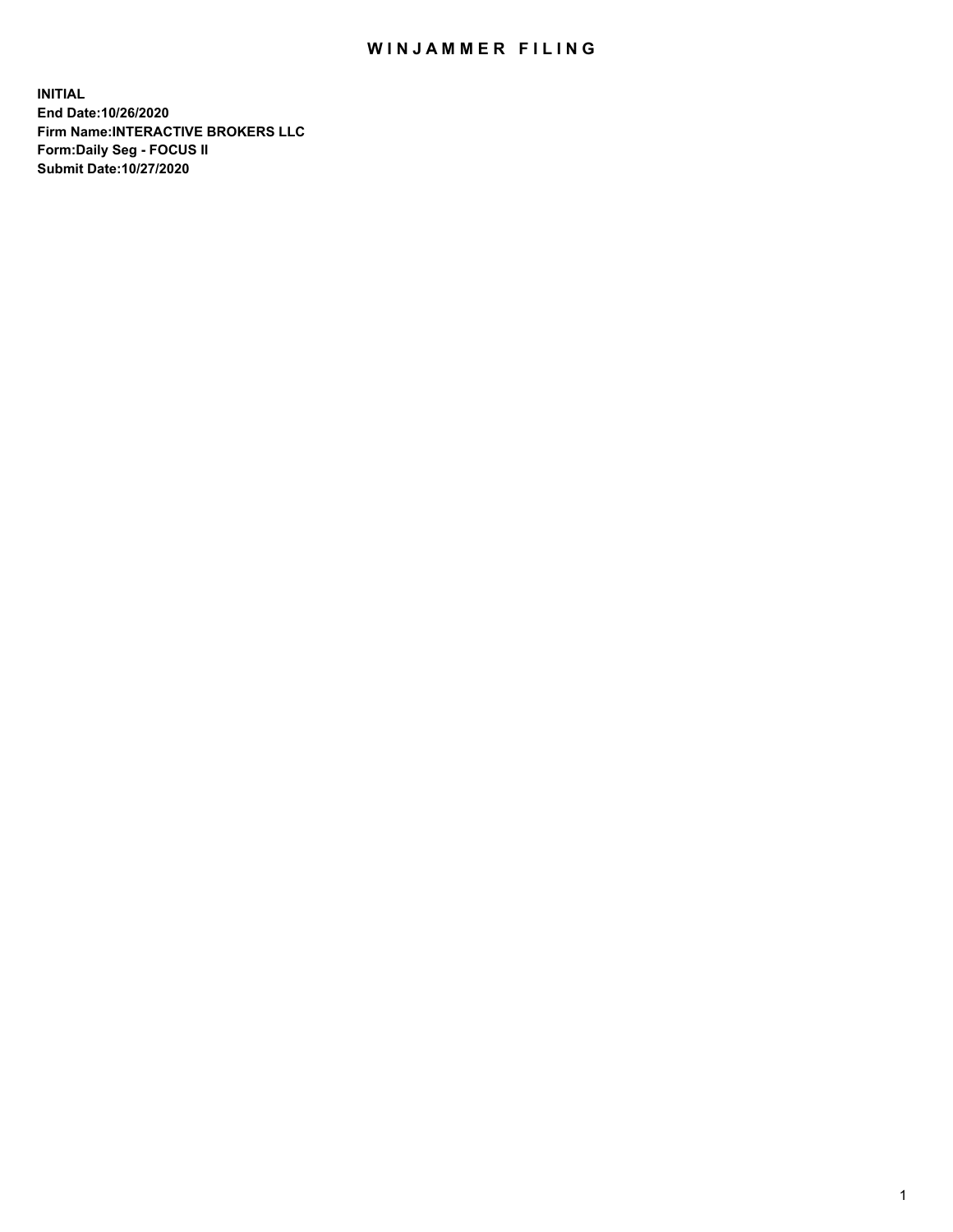# WINJAMMER FILING

**INITIAL**
**End Date:10/26/2020**
**Firm Name:INTERACTIVE BROKERS LLC**
**Form:Daily Seg - FOCUS II**
**Submit Date:10/27/2020**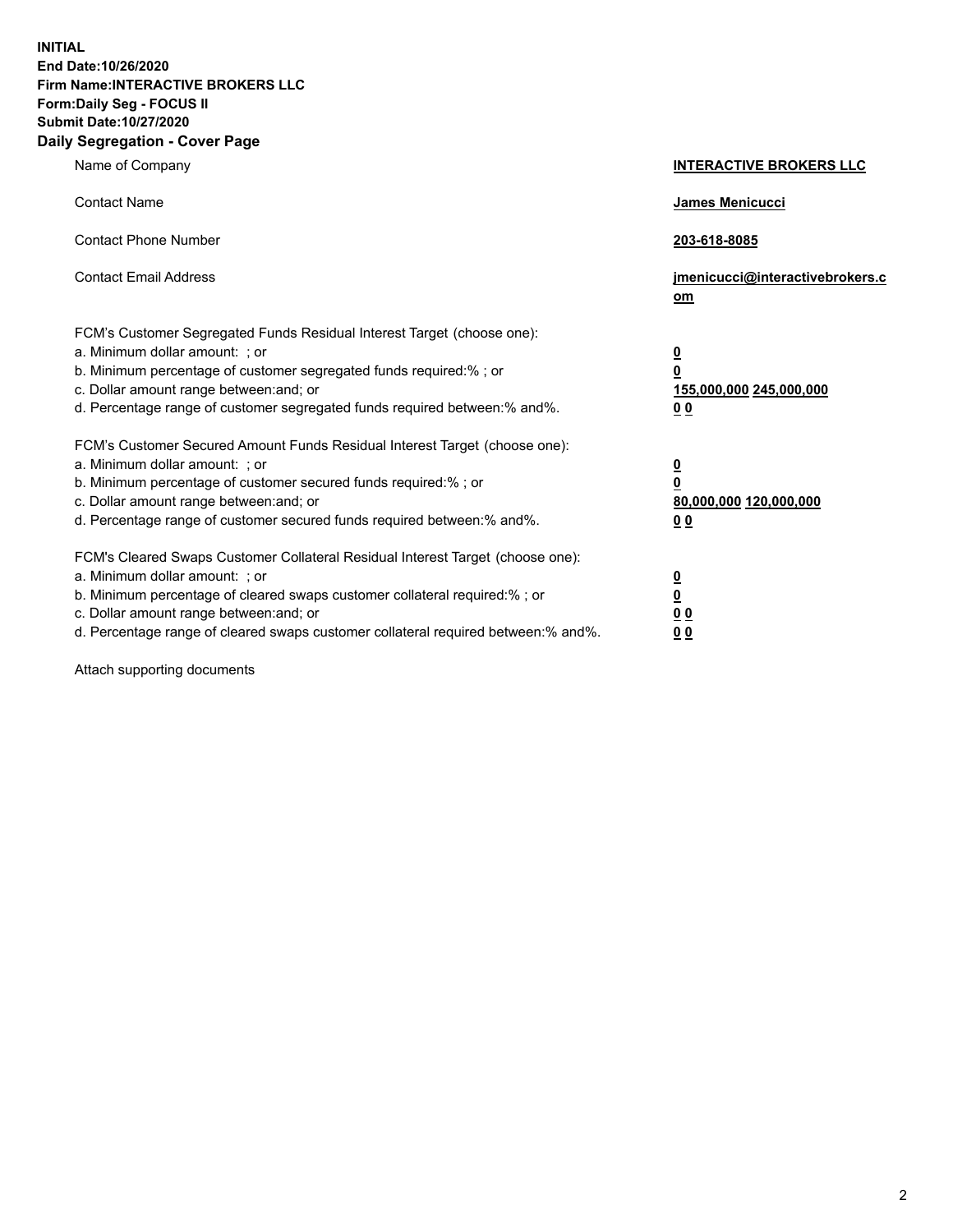**INITIAL**
**End Date:10/26/2020**
**Firm Name:INTERACTIVE BROKERS LLC**
**Form:Daily Seg - FOCUS II**
**Submit Date:10/27/2020**
**Daily Segregation - Cover Page**

| | |
|---|---|
| Name of Company | **INTERACTIVE BROKERS LLC** |
| Contact Name | **James Menicucci** |
| Contact Phone Number | **203-618-8085** |
| Contact Email Address | **jmenicucci@interactivebrokers.com** |
| FCM's Customer Segregated Funds Residual Interest Target (choose one): | |
| a. Minimum dollar amount: ; or | **0** |
| b. Minimum percentage of customer segregated funds required:% ; or | **0** |
| c. Dollar amount range between:and; or | **155,000,000 245,000,000** |
| d. Percentage range of customer segregated funds required between:% and%. | **0 0** |
| FCM's Customer Secured Amount Funds Residual Interest Target (choose one): | |
| a. Minimum dollar amount: ; or | **0** |
| b. Minimum percentage of customer secured funds required:% ; or | **0** |
| c. Dollar amount range between:and; or | **80,000,000 120,000,000** |
| d. Percentage range of customer secured funds required between:% and%. | **0 0** |
| FCM's Cleared Swaps Customer Collateral Residual Interest Target (choose one): | |
| a. Minimum dollar amount: ; or | **0** |
| b. Minimum percentage of cleared swaps customer collateral required:% ; or | **0** |
| c. Dollar amount range between:and; or | **0 0** |
| d. Percentage range of cleared swaps customer collateral required between:% and%. | **0 0** |

Attach supporting documents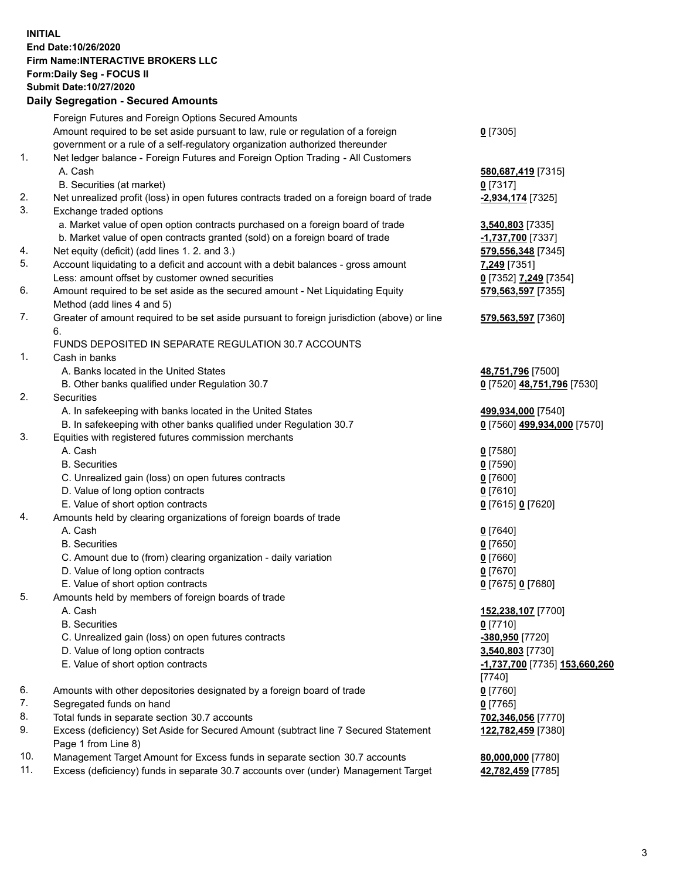**INITIAL**
**End Date:10/26/2020**
**Firm Name:INTERACTIVE BROKERS LLC**
**Form:Daily Seg - FOCUS II**
**Submit Date:10/27/2020**

**Daily Segregation - Secured Amounts**

| | | |
|---|---|---|
| | Foreign Futures and Foreign Options Secured Amounts | |
| | Amount required to be set aside pursuant to law, rule or regulation of a foreign government or a rule of a self-regulatory organization authorized thereunder | **0** [7305] |
| 1. | Net ledger balance - Foreign Futures and Foreign Option Trading - All Customers | |
| | A. Cash | **580,687,419** [7315] |
| | B. Securities (at market) | **0** [7317] |
| 2. | Net unrealized profit (loss) in open futures contracts traded on a foreign board of trade | **-2,934,174** [7325] |
| 3. | Exchange traded options | |
| | a. Market value of open option contracts purchased on a foreign board of trade | **3,540,803** [7335] |
| | b. Market value of open contracts granted (sold) on a foreign board of trade | **-1,737,700** [7337] |
| 4. | Net equity (deficit) (add lines 1. 2. and 3.) | **579,556,348** [7345] |
| 5. | Account liquidating to a deficit and account with a debit balances - gross amount | **7,249** [7351] |
| | Less: amount offset by customer owned securities | **0** [7352] **7,249** [7354] |
| 6. | Amount required to be set aside as the secured amount - Net Liquidating Equity Method (add lines 4 and 5) | **579,563,597** [7355] |
| 7. | Greater of amount required to be set aside pursuant to foreign jurisdiction (above) or line 6. | **579,563,597** [7360] |
| | FUNDS DEPOSITED IN SEPARATE REGULATION 30.7 ACCOUNTS | |
| 1. | Cash in banks | |
| | A. Banks located in the United States | **48,751,796** [7500] |
| | B. Other banks qualified under Regulation 30.7 | **0** [7520] **48,751,796** [7530] |
| 2. | Securities | |
| | A. In safekeeping with banks located in the United States | **499,934,000** [7540] |
| | B. In safekeeping with other banks qualified under Regulation 30.7 | **0** [7560] **499,934,000** [7570] |
| 3. | Equities with registered futures commission merchants | |
| | A. Cash | **0** [7580] |
| | B. Securities | **0** [7590] |
| | C. Unrealized gain (loss) on open futures contracts | **0** [7600] |
| | D. Value of long option contracts | **0** [7610] |
| | E. Value of short option contracts | **0** [7615] **0** [7620] |
| 4. | Amounts held by clearing organizations of foreign boards of trade | |
| | A. Cash | **0** [7640] |
| | B. Securities | **0** [7650] |
| | C. Amount due to (from) clearing organization - daily variation | **0** [7660] |
| | D. Value of long option contracts | **0** [7670] |
| | E. Value of short option contracts | **0** [7675] **0** [7680] |
| 5. | Amounts held by members of foreign boards of trade | |
| | A. Cash | **152,238,107** [7700] |
| | B. Securities | **0** [7710] |
| | C. Unrealized gain (loss) on open futures contracts | **-380,950** [7720] |
| | D. Value of long option contracts | **3,540,803** [7730] |
| | E. Value of short option contracts | **-1,737,700** [7735] **153,660,260** [7740] |
| 6. | Amounts with other depositories designated by a foreign board of trade | **0** [7760] |
| 7. | Segregated funds on hand | **0** [7765] |
| 8. | Total funds in separate section 30.7 accounts | **702,346,056** [7770] |
| 9. | Excess (deficiency) Set Aside for Secured Amount (subtract line 7 Secured Statement Page 1 from Line 8) | **122,782,459** [7380] |
| 10. | Management Target Amount for Excess funds in separate section 30.7 accounts | **80,000,000** [7780] |
| 11. | Excess (deficiency) funds in separate 30.7 accounts over (under) Management Target | **42,782,459** [7785] |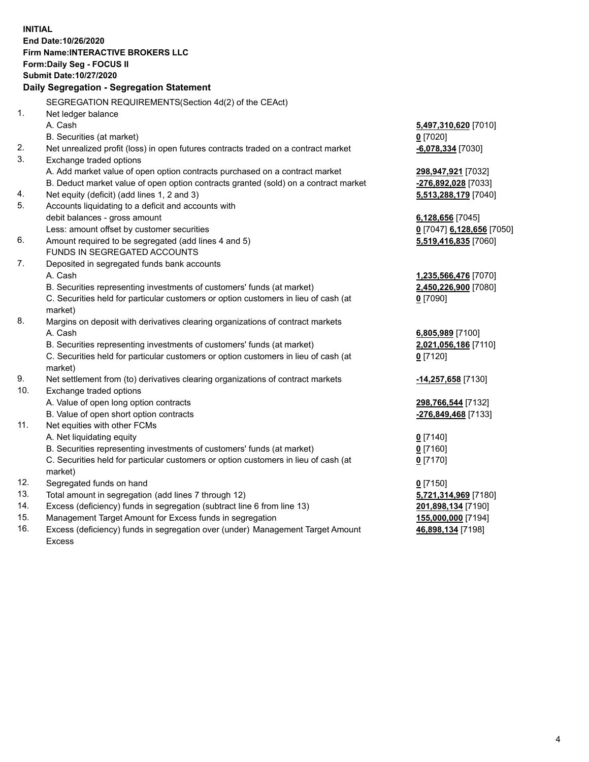**INITIAL**
**End Date:10/26/2020**
**Firm Name:INTERACTIVE BROKERS LLC**
**Form:Daily Seg - FOCUS II**
**Submit Date:10/27/2020**

**Daily Segregation - Segregation Statement**

SEGREGATION REQUIREMENTS(Section 4d(2) of the CEAct)

| | | |
|---|---|---|
| 1. | Net ledger balance | |
| | A. Cash | **5,497,310,620** [7010] |
| | B. Securities (at market) | **0** [7020] |
| 2. | Net unrealized profit (loss) in open futures contracts traded on a contract market | **-6,078,334** [7030] |
| 3. | Exchange traded options | |
| | A. Add market value of open option contracts purchased on a contract market | **298,947,921** [7032] |
| | B. Deduct market value of open option contracts granted (sold) on a contract market | **-276,892,028** [7033] |
| 4. | Net equity (deficit) (add lines 1, 2 and 3) | **5,513,288,179** [7040] |
| 5. | Accounts liquidating to a deficit and accounts with debit balances - gross amount | **6,128,656** [7045] |
| | Less: amount offset by customer securities | **0** [7047] **6,128,656** [7050] |
| 6. | Amount required to be segregated (add lines 4 and 5) | **5,519,416,835** [7060] |
| | FUNDS IN SEGREGATED ACCOUNTS | |
| 7. | Deposited in segregated funds bank accounts | |
| | A. Cash | **1,235,566,476** [7070] |
| | B. Securities representing investments of customers' funds (at market) | **2,450,226,900** [7080] |
| | C. Securities held for particular customers or option customers in lieu of cash (at market) | **0** [7090] |
| 8. | Margins on deposit with derivatives clearing organizations of contract markets | |
| | A. Cash | **6,805,989** [7100] |
| | B. Securities representing investments of customers' funds (at market) | **2,021,056,186** [7110] |
| | C. Securities held for particular customers or option customers in lieu of cash (at market) | **0** [7120] |
| 9. | Net settlement from (to) derivatives clearing organizations of contract markets | **-14,257,658** [7130] |
| 10. | Exchange traded options | |
| | A. Value of open long option contracts | **298,766,544** [7132] |
| | B. Value of open short option contracts | **-276,849,468** [7133] |
| 11. | Net equities with other FCMs | |
| | A. Net liquidating equity | **0** [7140] |
| | B. Securities representing investments of customers' funds (at market) | **0** [7160] |
| | C. Securities held for particular customers or option customers in lieu of cash (at market) | **0** [7170] |
| 12. | Segregated funds on hand | **0** [7150] |
| 13. | Total amount in segregation (add lines 7 through 12) | **5,721,314,969** [7180] |
| 14. | Excess (deficiency) funds in segregation (subtract line 6 from line 13) | **201,898,134** [7190] |
| 15. | Management Target Amount for Excess funds in segregation | **155,000,000** [7194] |
| 16. | Excess (deficiency) funds in segregation over (under) Management Target Amount Excess | **46,898,134** [7198] |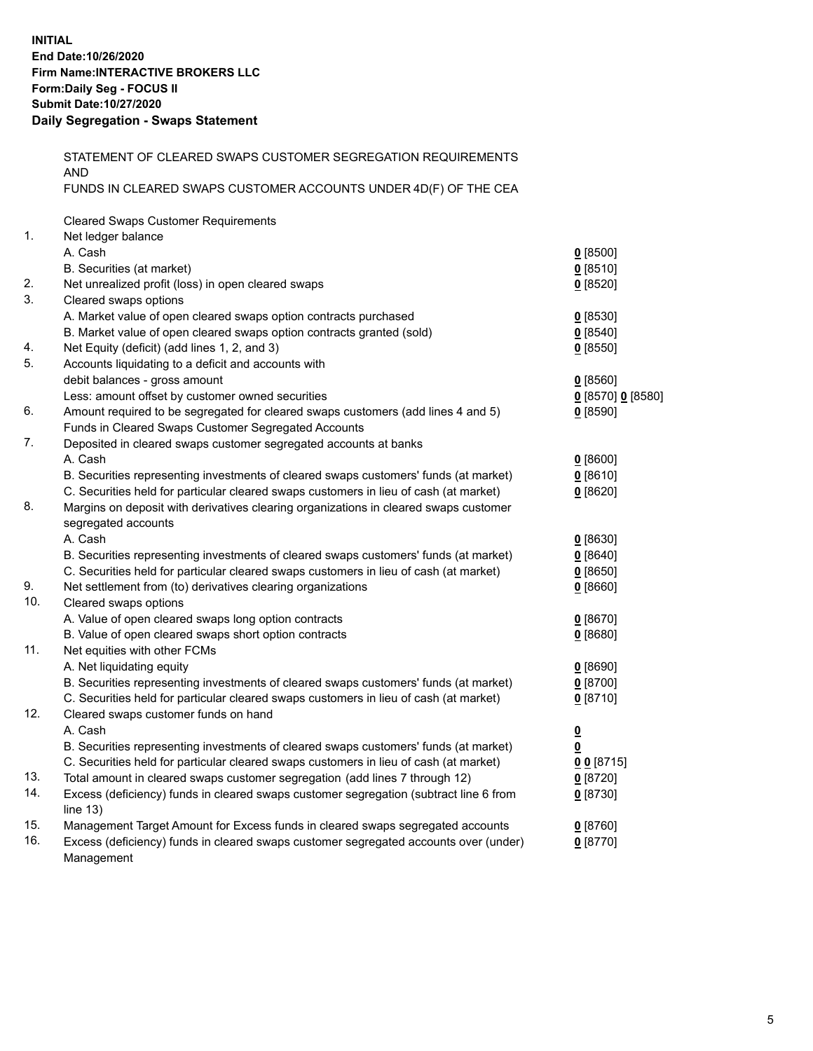**INITIAL**
**End Date:10/26/2020**
**Firm Name:INTERACTIVE BROKERS LLC**
**Form:Daily Seg - FOCUS II**
**Submit Date:10/27/2020**
**Daily Segregation - Swaps Statement**

STATEMENT OF CLEARED SWAPS CUSTOMER SEGREGATION REQUIREMENTS AND FUNDS IN CLEARED SWAPS CUSTOMER ACCOUNTS UNDER 4D(F) OF THE CEA

| | | |
|---|---|---|
| | Cleared Swaps Customer Requirements | |
| 1. | Net ledger balance | |
| | A. Cash | 0 [8500] |
| | B. Securities (at market) | 0 [8510] |
| 2. | Net unrealized profit (loss) in open cleared swaps | 0 [8520] |
| 3. | Cleared swaps options | |
| | A. Market value of open cleared swaps option contracts purchased | 0 [8530] |
| | B. Market value of open cleared swaps option contracts granted (sold) | 0 [8540] |
| 4. | Net Equity (deficit) (add lines 1, 2, and 3) | 0 [8550] |
| 5. | Accounts liquidating to a deficit and accounts with debit balances - gross amount | 0 [8560] |
| | Less: amount offset by customer owned securities | 0 [8570] 0 [8580] |
| 6. | Amount required to be segregated for cleared swaps customers (add lines 4 and 5) | 0 [8590] |
| | Funds in Cleared Swaps Customer Segregated Accounts | |
| 7. | Deposited in cleared swaps customer segregated accounts at banks | |
| | A. Cash | 0 [8600] |
| | B. Securities representing investments of cleared swaps customers' funds (at market) | 0 [8610] |
| | C. Securities held for particular cleared swaps customers in lieu of cash (at market) | 0 [8620] |
| 8. | Margins on deposit with derivatives clearing organizations in cleared swaps customer segregated accounts | |
| | A. Cash | 0 [8630] |
| | B. Securities representing investments of cleared swaps customers' funds (at market) | 0 [8640] |
| | C. Securities held for particular cleared swaps customers in lieu of cash (at market) | 0 [8650] |
| 9. | Net settlement from (to) derivatives clearing organizations | 0 [8660] |
| 10. | Cleared swaps options | |
| | A. Value of open cleared swaps long option contracts | 0 [8670] |
| | B. Value of open cleared swaps short option contracts | 0 [8680] |
| 11. | Net equities with other FCMs | |
| | A. Net liquidating equity | 0 [8690] |
| | B. Securities representing investments of cleared swaps customers' funds (at market) | 0 [8700] |
| | C. Securities held for particular cleared swaps customers in lieu of cash (at market) | 0 [8710] |
| 12. | Cleared swaps customer funds on hand | |
| | A. Cash | 0 |
| | B. Securities representing investments of cleared swaps customers' funds (at market) | 0 |
| | C. Securities held for particular cleared swaps customers in lieu of cash (at market) | 0 0 [8715] |
| 13. | Total amount in cleared swaps customer segregation (add lines 7 through 12) | 0 [8720] |
| 14. | Excess (deficiency) funds in cleared swaps customer segregation (subtract line 6 from line 13) | 0 [8730] |
| 15. | Management Target Amount for Excess funds in cleared swaps segregated accounts | 0 [8760] |
| 16. | Excess (deficiency) funds in cleared swaps customer segregated accounts over (under) Management | 0 [8770] |